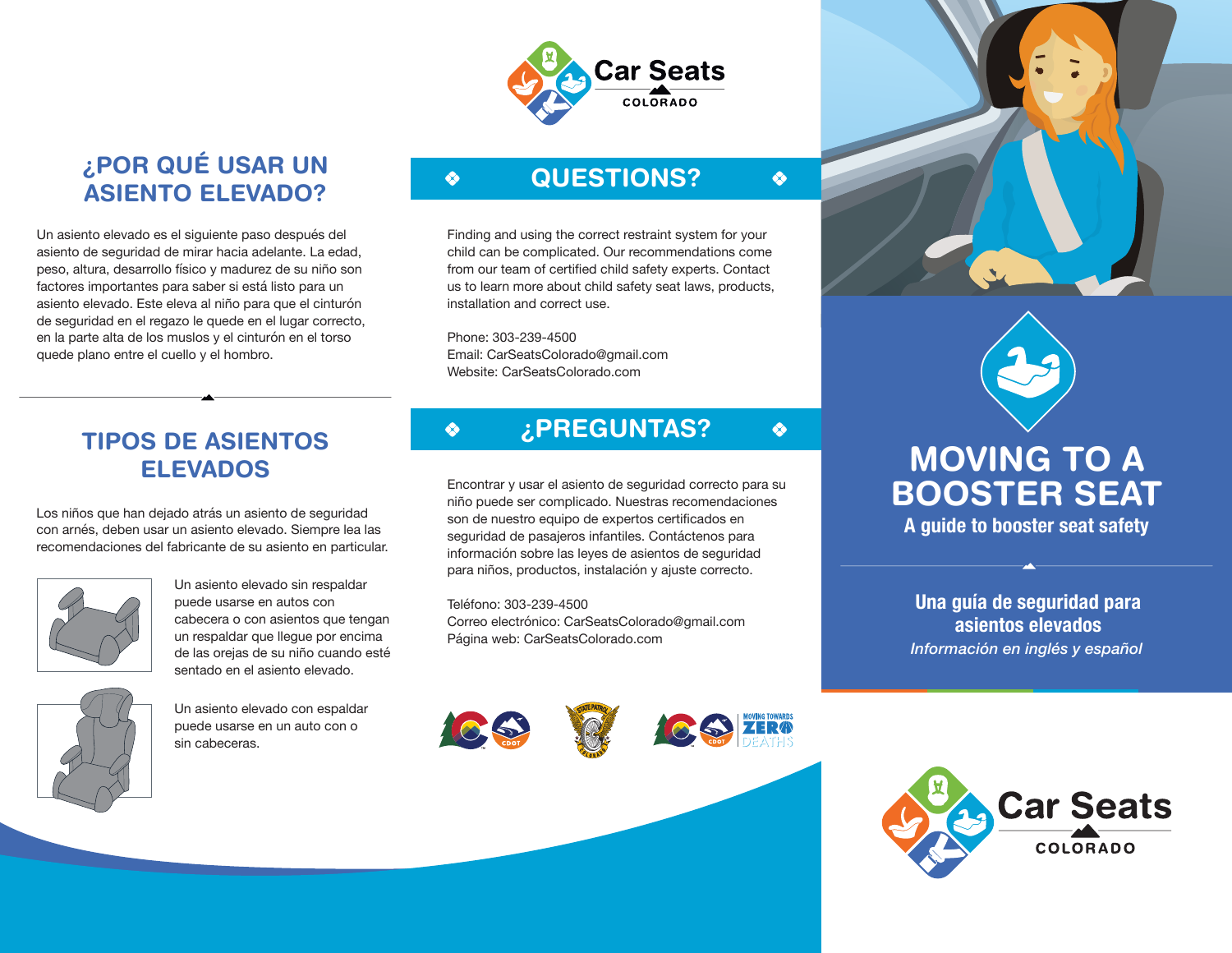## ¿POR QUÉ USAR UN ASIENTO ELEVADO?

Un asiento elevado es el siguiente paso después del asiento de seguridad de mirar hacia adelante. La edad, peso, altura, desarrollo físico y madurez de su niño son factores importantes para saber si está listo para un asiento elevado. Este eleva al niño para que el cinturón de seguridad en el regazo le quede en el lugar correcto, en la parte alta de los muslos y el cinturón en el torso quede plano entre el cuello y el hombro.

## TIPOS DE ASIENTOS ELEVADOS

Los niños que han dejado atrás un asiento de seguridad con arnés, deben usar un asiento elevado. Siempre lea las recomendaciones del fabricante de su asiento en particular.

Un asiento elevado sin respaldar puede usarse en autos con cabecera o con asientos que tengan un respaldar que llegue por encima de las orejas de su niño cuando esté sentado en el asiento elevado.

Un asiento elevado con espaldar puede usarse en un auto con o sin cabeceras.

Car Seats COLORADO

## QUESTIONS?

Finding and using the correct restraint system for your child can be complicated. Our recommendations come from our team of certified child safety experts. Contact us to learn more about child safety seat laws, products, installation and correct use.

Phone: 303-239-4500
Email: CarSeatsColorado@gmail.com
Website: CarSeatsColorado.com

## ¿PREGUNTAS?

Encontrar y usar el asiento de seguridad correcto para su niño puede ser complicado. Nuestras recomendaciones son de nuestro equipo de expertos certificados en seguridad de pasajeros infantiles. Contáctenos para información sobre las leyes de asientos de seguridad para niños, productos, instalación y ajuste correcto.

Teléfono: 303-239-4500
Correo electrónico: CarSeatsColorado@gmail.com
Página web: CarSeatsColorado.com

# MOVING TO A BOOSTER SEAT

**A guide to booster seat safety**

**Una guía de seguridad para asientos elevados**

*Información en inglés y español*

Car Seats COLORADO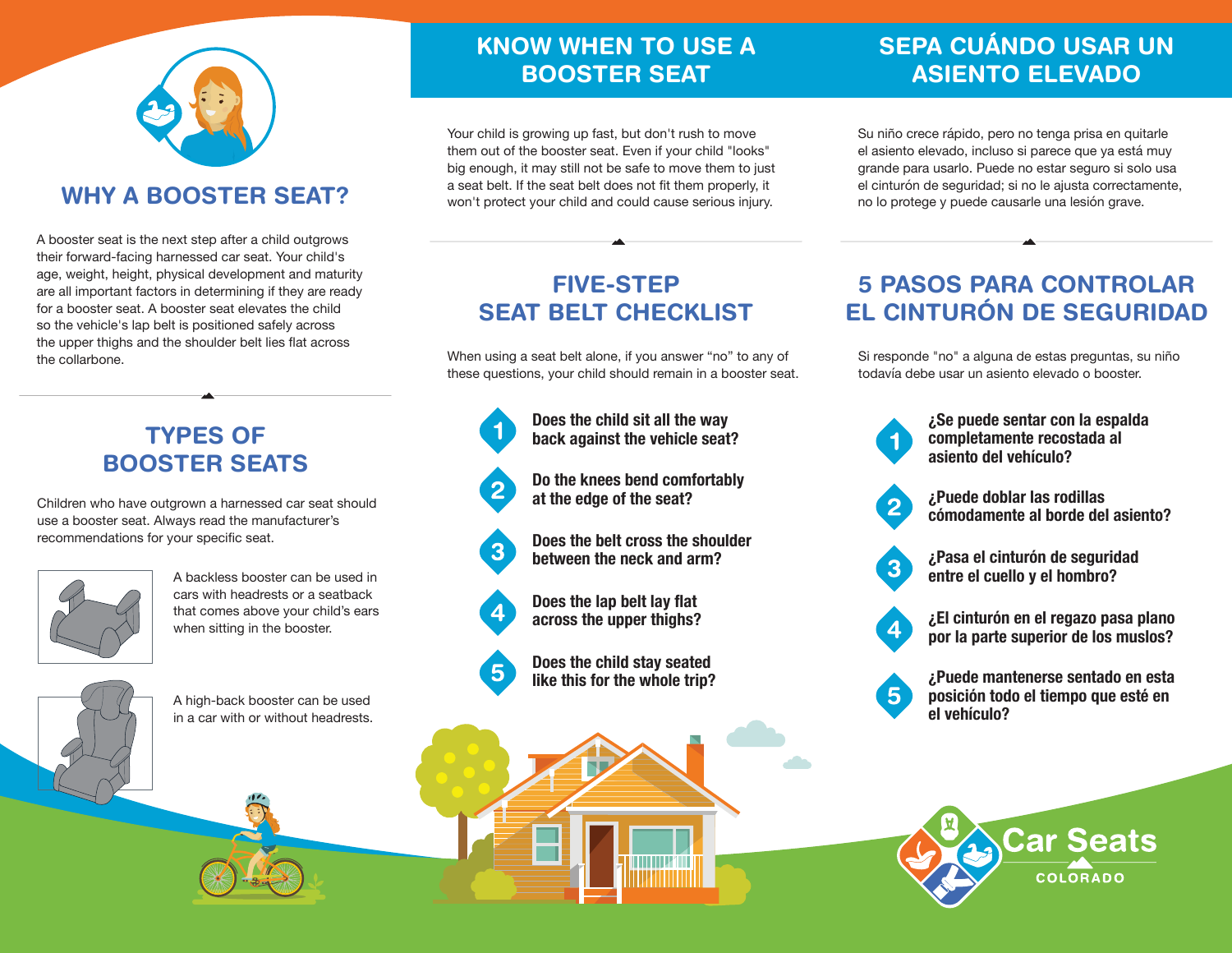## WHY A BOOSTER SEAT?

A booster seat is the next step after a child outgrows their forward-facing harnessed car seat. Your child's age, weight, height, physical development and maturity are all important factors in determining if they are ready for a booster seat. A booster seat elevates the child so the vehicle's lap belt is positioned safely across the upper thighs and the shoulder belt lies flat across the collarbone.

## TYPES OF BOOSTER SEATS

Children who have outgrown a harnessed car seat should use a booster seat. Always read the manufacturer's recommendations for your specific seat.

A backless booster can be used in cars with headrests or a seatback that comes above your child's ears when sitting in the booster.

A high-back booster can be used in a car with or without headrests.

## KNOW WHEN TO USE A BOOSTER SEAT

Your child is growing up fast, but don't rush to move them out of the booster seat. Even if your child "looks" big enough, it may still not be safe to move them to just a seat belt. If the seat belt does not fit them properly, it won't protect your child and could cause serious injury.

## FIVE-STEP SEAT BELT CHECKLIST

When using a seat belt alone, if you answer "no" to any of these questions, your child should remain in a booster seat.

1. **Does the child sit all the way back against the vehicle seat?**
2. **Do the knees bend comfortably at the edge of the seat?**
3. **Does the belt cross the shoulder between the neck and arm?**
4. **Does the lap belt lay flat across the upper thighs?**
5. **Does the child stay seated like this for the whole trip?**

## SEPA CUÁNDO USAR UN ASIENTO ELEVADO

Su niño crece rápido, pero no tenga prisa en quitarle el asiento elevado, incluso si parece que ya está muy grande para usarlo. Puede no estar seguro si solo usa el cinturón de seguridad; si no le ajusta correctamente, no lo protege y puede causarle una lesión grave.

## 5 PASOS PARA CONTROLAR EL CINTURÓN DE SEGURIDAD

Si responde "no" a alguna de estas preguntas, su niño todavía debe usar un asiento elevado o booster.

1. **¿Se puede sentar con la espalda completamente recostada al asiento del vehículo?**
2. **¿Puede doblar las rodillas cómodamente al borde del asiento?**
3. **¿Pasa el cinturón de seguridad entre el cuello y el hombro?**
4. **¿El cinturón en el regazo pasa plano por la parte superior de los muslos?**
5. **¿Puede mantenerse sentado en esta posición todo el tiempo que esté en el vehículo?**

Car Seats COLORADO